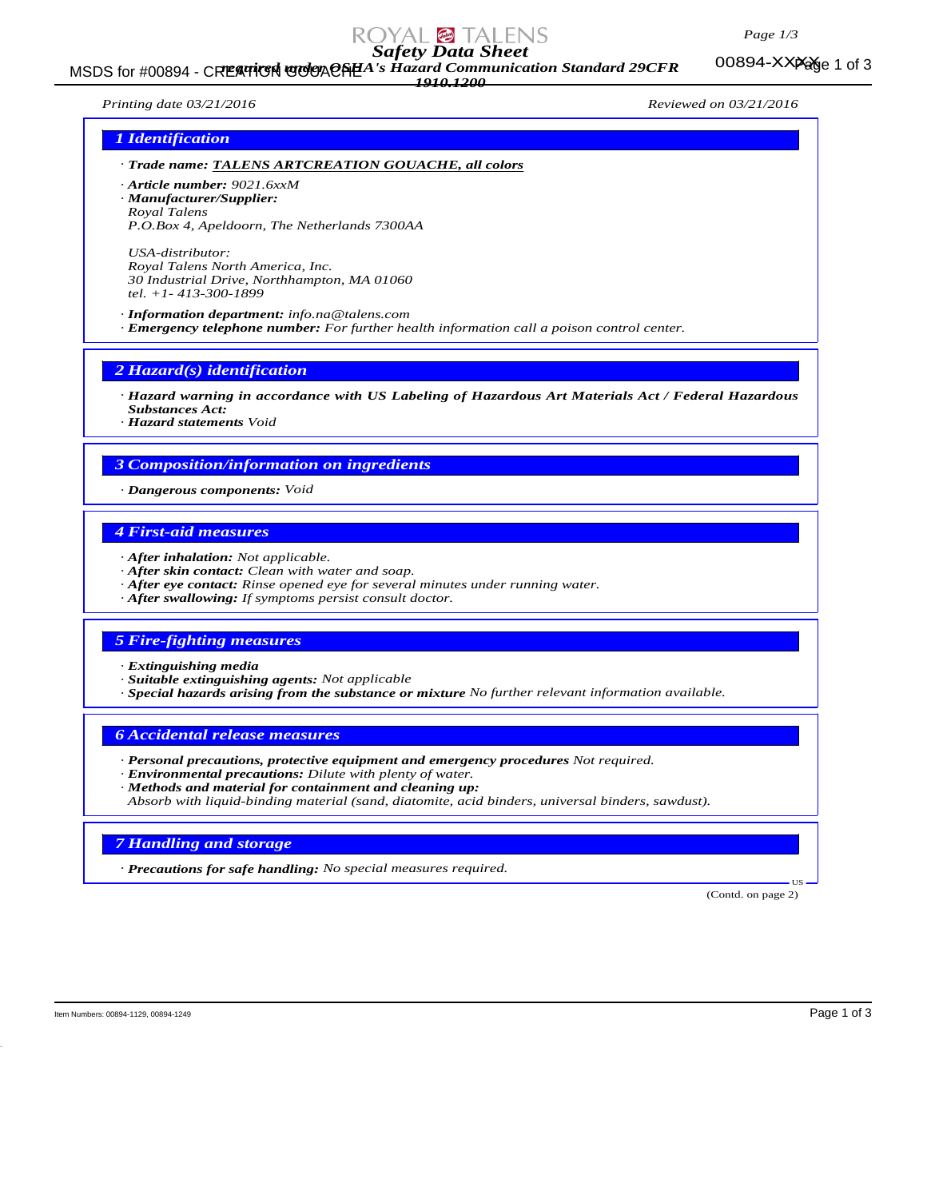# Safety Data Sheet

***required under OSHA's Hazard Communication Standard 29CFR 1910.1200***

*Printing date 03/21/2016* *Reviewed on 03/21/2016*

## 1 Identification

· ***Trade name:*** ***TALENS ARTCREATION GOUACHE, all colors***

· ***Article number:*** *9021.6xxM*

· ***Manufacturer/Supplier:***
*Royal Talens*
*P.O.Box 4, Apeldoorn, The Netherlands 7300AA*

*USA-distributor:*
*Royal Talens North America, Inc.*
*30 Industrial Drive, Northhampton, MA 01060*
*tel. +1- 413-300-1899*

· ***Information department:*** *info.na@talens.com*

· ***Emergency telephone number:*** *For further health information call a poison control center.*

## 2 Hazard(s) identification

· ***Hazard warning in accordance with US Labeling of Hazardous Art Materials Act / Federal Hazardous Substances Act:***

· ***Hazard statements*** *Void*

## 3 Composition/information on ingredients

· ***Dangerous components:*** *Void*

## 4 First-aid measures

· ***After inhalation:*** *Not applicable.*

· ***After skin contact:*** *Clean with water and soap.*

· ***After eye contact:*** *Rinse opened eye for several minutes under running water.*

· ***After swallowing:*** *If symptoms persist consult doctor.*

## 5 Fire-fighting measures

· ***Extinguishing media***

· ***Suitable extinguishing agents:*** *Not applicable*

· ***Special hazards arising from the substance or mixture*** *No further relevant information available.*

## 6 Accidental release measures

· ***Personal precautions, protective equipment and emergency procedures*** *Not required.*

· ***Environmental precautions:*** *Dilute with plenty of water.*

· ***Methods and material for containment and cleaning up:***
*Absorb with liquid-binding material (sand, diatomite, acid binders, universal binders, sawdust).*

## 7 Handling and storage

· ***Precautions for safe handling:*** *No special measures required.*

(Contd. on page 2)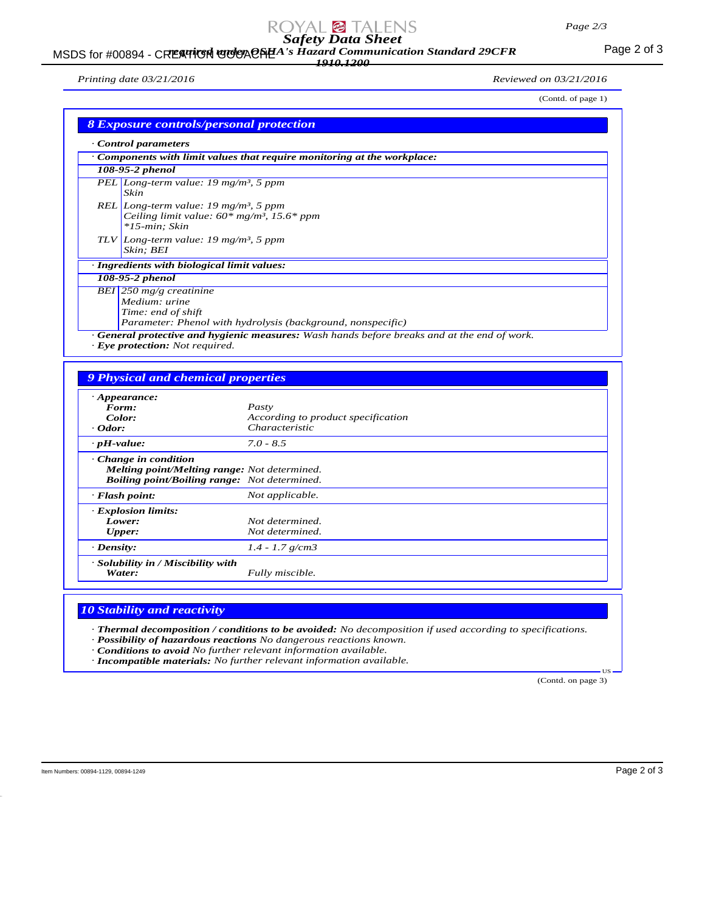(Contd. of page 1)

## 8 Exposure controls/personal protection

· **Control parameters**

· **Components with limit values that require monitoring at the workplace:**

**108-95-2 phenol**

| | |
|---|---|
| PEL | Long-term value: 19 mg/m³, 5 ppm<br>Skin |
| REL | Long-term value: 19 mg/m³, 5 ppm<br>Ceiling limit value: 60* mg/m³, 15.6* ppm<br>*15-min; Skin |
| TLV | Long-term value: 19 mg/m³, 5 ppm<br>Skin; BEI |

· **Ingredients with biological limit values:**

**108-95-2 phenol**

| | |
|---|---|
| BEI | 250 mg/g creatinine<br>Medium: urine<br>Time: end of shift<br>Parameter: Phenol with hydrolysis (background, nonspecific) |

· **General protective and hygienic measures:** Wash hands before breaks and at the end of work.
· **Eye protection:** Not required.

## 9 Physical and chemical properties

| | |
|---|---|
| · **Appearance:** | |
| **Form:** | Pasty |
| **Color:** | According to product specification |
| · **Odor:** | Characteristic |
| · **pH-value:** | 7.0 - 8.5 |
| · **Change in condition** | |
| **Melting point/Melting range:** | Not determined. |
| **Boiling point/Boiling range:** | Not determined. |
| · **Flash point:** | Not applicable. |
| · **Explosion limits:** | |
| **Lower:** | Not determined. |
| **Upper:** | Not determined. |
| · **Density:** | 1.4 - 1.7 g/cm3 |
| · **Solubility in / Miscibility with** | |
| **Water:** | Fully miscible. |

## 10 Stability and reactivity

· **Thermal decomposition / conditions to be avoided:** No decomposition if used according to specifications.
· **Possibility of hazardous reactions** No dangerous reactions known.
· **Conditions to avoid** No further relevant information available.
· **Incompatible materials:** No further relevant information available.

(Contd. on page 3)

Item Numbers: 00894-1129, 00894-1249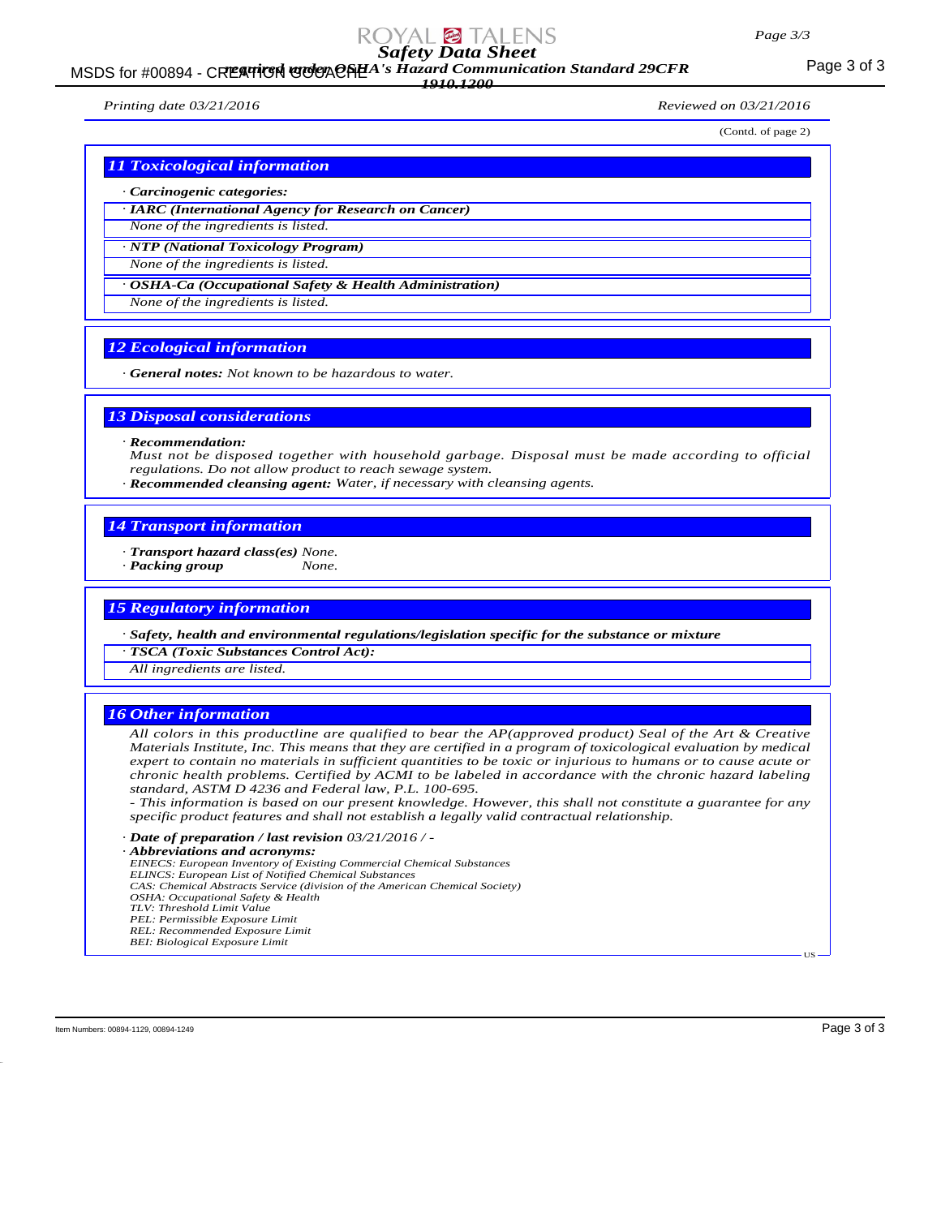(Contd. of page 2)

## 11 Toxicological information

· **Carcinogenic categories:**

· **IARC (International Agency for Research on Cancer)**

None of the ingredients is listed.

· **NTP (National Toxicology Program)**

None of the ingredients is listed.

· **OSHA-Ca (Occupational Safety & Health Administration)**

None of the ingredients is listed.

## 12 Ecological information

· **General notes:** Not known to be hazardous to water.

## 13 Disposal considerations

· **Recommendation:**
Must not be disposed together with household garbage. Disposal must be made according to official regulations. Do not allow product to reach sewage system.

· **Recommended cleansing agent:** Water, if necessary with cleansing agents.

## 14 Transport information

· **Transport hazard class(es)** None.
· **Packing group** None.

## 15 Regulatory information

· **Safety, health and environmental regulations/legislation specific for the substance or mixture**

· **TSCA (Toxic Substances Control Act):**

All ingredients are listed.

## 16 Other information

All colors in this productline are qualified to bear the AP(approved product) Seal of the Art & Creative Materials Institute, Inc. This means that they are certified in a program of toxicological evaluation by medical expert to contain no materials in sufficient quantities to be toxic or injurious to humans or to cause acute or chronic health problems. Certified by ACMI to be labeled in accordance with the chronic hazard labeling standard, ASTM D 4236 and Federal law, P.L. 100-695.

- This information is based on our present knowledge. However, this shall not constitute a guarantee for any specific product features and shall not establish a legally valid contractual relationship.

· **Date of preparation / last revision** 03/21/2016 / -

· **Abbreviations and acronyms:**
EINECS: European Inventory of Existing Commercial Chemical Substances
ELINCS: European List of Notified Chemical Substances
CAS: Chemical Abstracts Service (division of the American Chemical Society)
OSHA: Occupational Safety & Health
TLV: Threshold Limit Value
PEL: Permissible Exposure Limit
REL: Recommended Exposure Limit
BEI: Biological Exposure Limit

Item Numbers: 00894-1129, 00894-1249